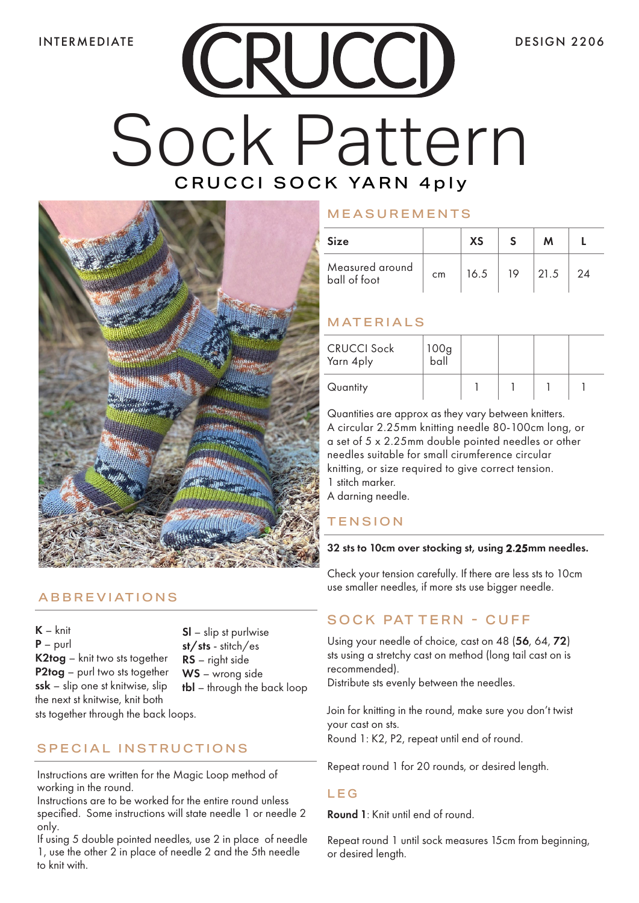INTERMEDIATE

DESIGN 2206

# CRUCCI

# Sock Pattern

## CRUCCI SOCK YARN 4ply

## MEASUREMENTS

| Size | | XS | S | M | L |
|---|---|---|---|---|---|
| Measured around ball of foot | cm | 16.5 | 19 | 21.5 | 24 |

## MATERIALS

| CRUCCI Sock Yarn 4ply | 100g ball | | | | |
|---|---|---|---|---|---|
| Quantity | | 1 | 1 | 1 | 1 |

Quantities are approx as they vary between knitters.
A circular 2.25mm knitting needle 80-100cm long, or a set of 5 x 2.25mm double pointed needles or other needles suitable for small cirumference circular knitting, or size required to give correct tension.
1 stitch marker.
A darning needle.

## TENSION

**32 sts to 10cm over stocking st, using 2.25mm needles.**

Check your tension carefully. If there are less sts to 10cm use smaller needles, if more sts use bigger needle.

## ABBREVIATIONS

**K** – knit
**P** – purl
**K2tog** – knit two sts together
**P2tog** – purl two sts together
**ssk** – slip one st knitwise, slip the next st knitwise, knit both sts together through the back loops.
**Sl** – slip st purlwise
**st/sts** - stitch/es
**RS** – right side
**WS** – wrong side
**tbl** – through the back loop

## SPECIAL INSTRUCTIONS

Instructions are written for the Magic Loop method of working in the round.
Instructions are to be worked for the entire round unless specified. Some instructions will state needle 1 or needle 2 only.
If using 5 double pointed needles, use 2 in place of needle 1, use the other 2 in place of needle 2 and the 5th needle to knit with.

## SOCK PATTERN - CUFF

Using your needle of choice, cast on 48 (**56**, 64, **72**) sts using a stretchy cast on method (long tail cast on is recommended).
Distribute sts evenly between the needles.

Join for knitting in the round, make sure you don't twist your cast on sts.
Round 1: K2, P2, repeat until end of round.

Repeat round 1 for 20 rounds, or desired length.

## LEG

**Round 1**: Knit until end of round.

Repeat round 1 until sock measures 15cm from beginning, or desired length.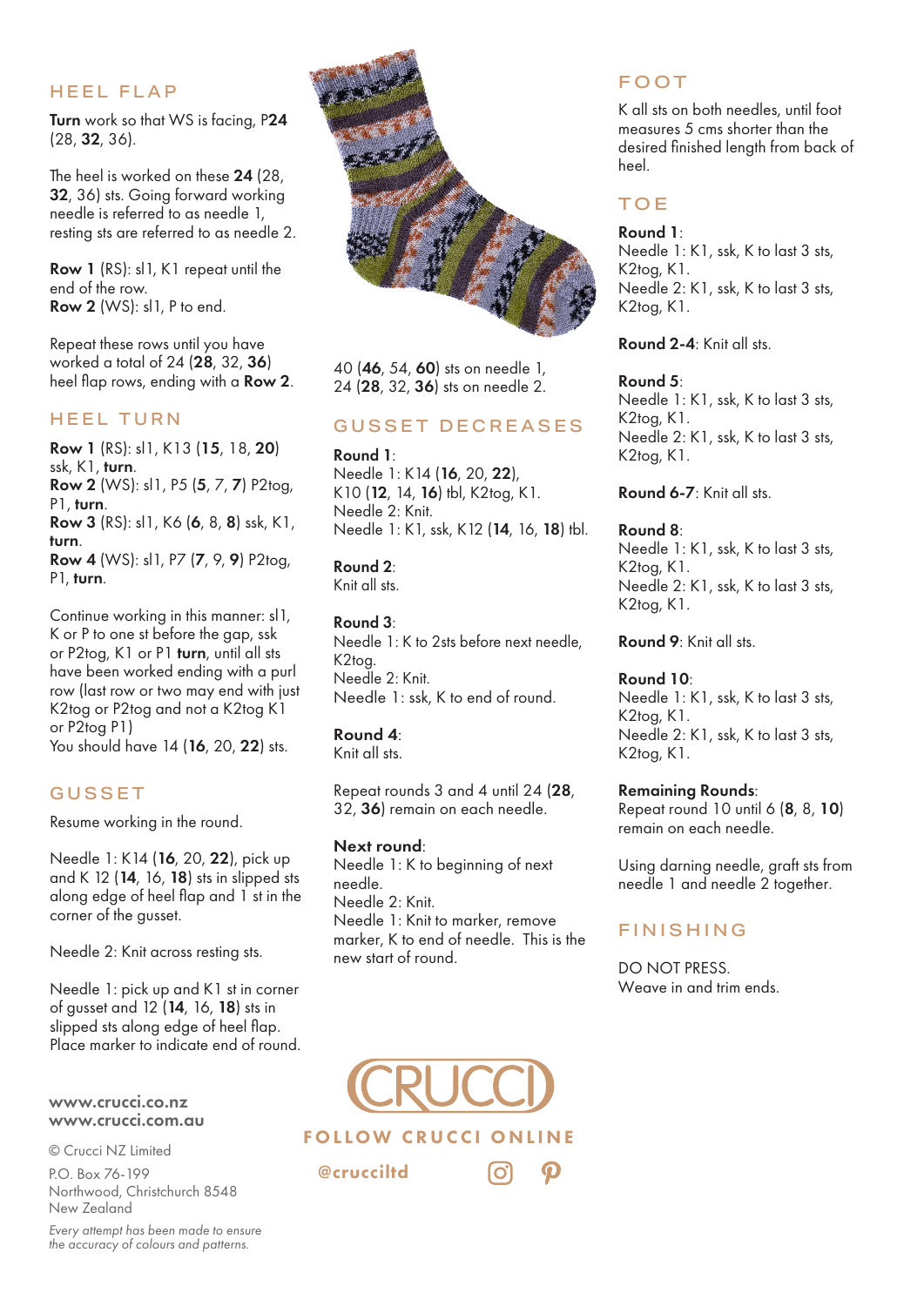## HEEL FLAP

**Turn** work so that WS is facing, P**24** (28, **32**, 36).

The heel is worked on these **24** (28, **32**, 36) sts. Going forward working needle is referred to as needle 1, resting sts are referred to as needle 2.

**Row 1** (RS): sl1, K1 repeat until the end of the row.
**Row 2** (WS): sl1, P to end.

Repeat these rows until you have worked a total of 24 (**28**, 32, **36**) heel flap rows, ending with a **Row 2**.

## HEEL TURN

**Row 1** (RS): sl1, K13 (**15**, 18, **20**) ssk, K1, **turn**.
**Row 2** (WS): sl1, P5 (**5**, 7, **7**) P2tog, P1, **turn**.
**Row 3** (RS): sl1, K6 (**6**, 8, **8**) ssk, K1, **turn**.
**Row 4** (WS): sl1, P7 (**7**, 9, **9**) P2tog, P1, **turn**.

Continue working in this manner: sl1, K or P to one st before the gap, ssk or P2tog, K1 or P1 **turn**, until all sts have been worked ending with a purl row (last row or two may end with just K2tog or P2tog and not a K2tog K1 or P2tog P1)
You should have 14 (**16**, 20, **22**) sts.

## GUSSET

Resume working in the round.

Needle 1: K14 (**16**, 20, **22**), pick up and K 12 (**14**, 16, **18**) sts in slipped sts along edge of heel flap and 1 st in the corner of the gusset.

Needle 2: Knit across resting sts.

Needle 1: pick up and K1 st in corner of gusset and 12 (**14**, 16, **18**) sts in slipped sts along edge of heel flap. Place marker to indicate end of round.

40 (**46**, 54, **60**) sts on needle 1, 24 (**28**, 32, **36**) sts on needle 2.

## GUSSET DECREASES

**Round 1**:
Needle 1: K14 (**16**, 20, **22**), K10 (**12**, 14, **16**) tbl, K2tog, K1.
Needle 2: Knit.
Needle 1: K1, ssk, K12 (**14**, 16, **18**) tbl.

**Round 2**:
Knit all sts.

**Round 3**:
Needle 1: K to 2sts before next needle, K2tog.
Needle 2: Knit.
Needle 1: ssk, K to end of round.

**Round 4**:
Knit all sts.

Repeat rounds 3 and 4 until 24 (**28**, 32, **36**) remain on each needle.

**Next round**:
Needle 1: K to beginning of next needle.
Needle 2: Knit.
Needle 1: Knit to marker, remove marker, K to end of needle. This is the new start of round.

## FOOT

K all sts on both needles, until foot measures 5 cms shorter than the desired finished length from back of heel.

## TOE

**Round 1**:
Needle 1: K1, ssk, K to last 3 sts, K2tog, K1.
Needle 2: K1, ssk, K to last 3 sts, K2tog, K1.

**Round 2-4**: Knit all sts.

**Round 5**:
Needle 1: K1, ssk, K to last 3 sts, K2tog, K1.
Needle 2: K1, ssk, K to last 3 sts, K2tog, K1.

**Round 6-7**: Knit all sts.

**Round 8**:
Needle 1: K1, ssk, K to last 3 sts, K2tog, K1.
Needle 2: K1, ssk, K to last 3 sts, K2tog, K1.

**Round 9**: Knit all sts.

**Round 10**:
Needle 1: K1, ssk, K to last 3 sts, K2tog, K1.
Needle 2: K1, ssk, K to last 3 sts, K2tog, K1.

**Remaining Rounds**:
Repeat round 10 until 6 (**8**, 8, **10**) remain on each needle.

Using darning needle, graft sts from needle 1 and needle 2 together.

## FINISHING

DO NOT PRESS.
Weave in and trim ends.

www.crucci.co.nz
www.crucci.com.au

© Crucci NZ Limited

P.O. Box 76-199
Northwood, Christchurch 8548
New Zealand

*Every attempt has been made to ensure the accuracy of colours and patterns.*

CRUCCI

FOLLOW CRUCCI ONLINE

@crucciltd